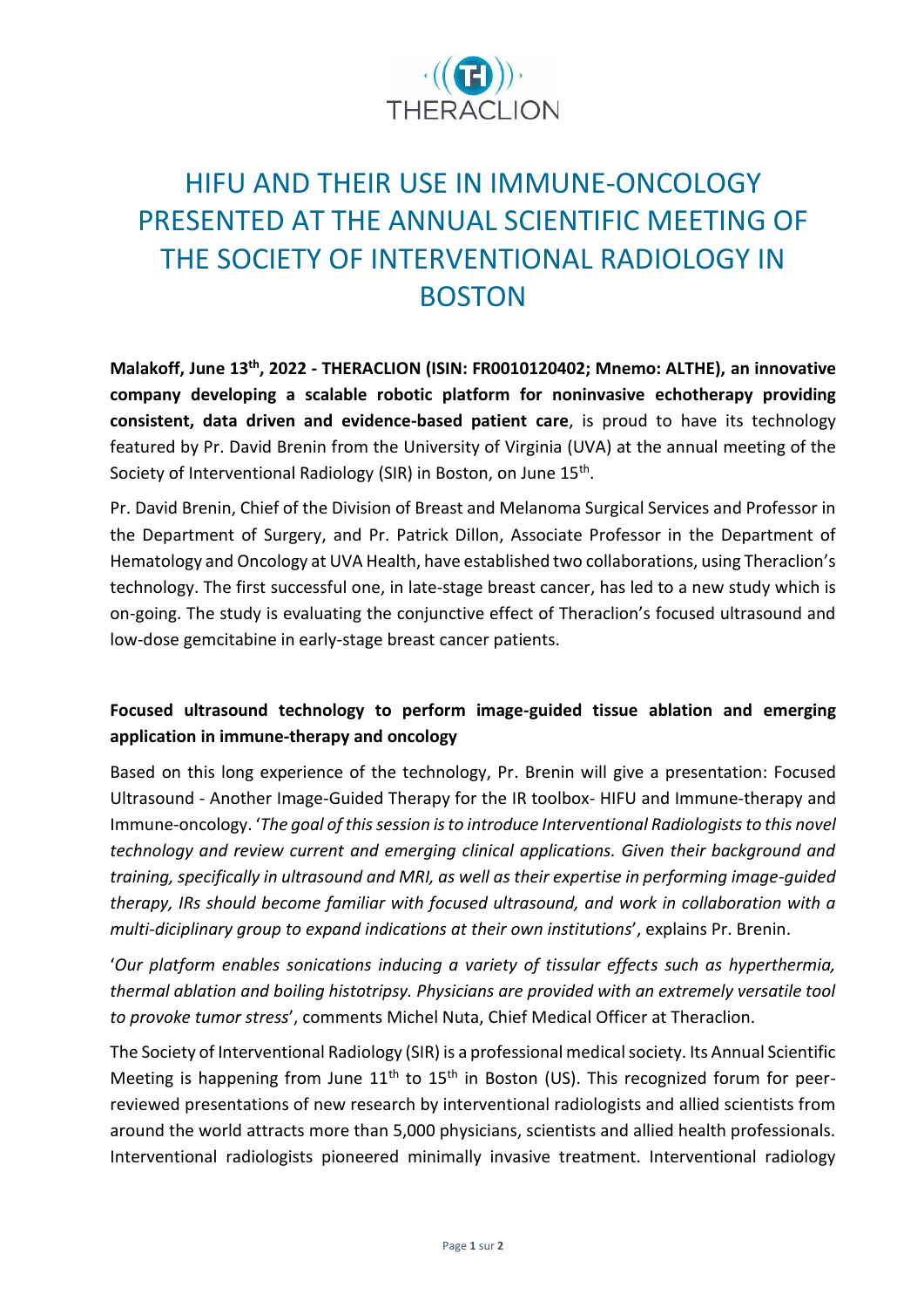THERACLION

# HIFU AND THEIR USE IN IMMUNE-ONCOLOGY PRESENTED AT THE ANNUAL SCIENTIFIC MEETING OF THE SOCIETY OF INTERVENTIONAL RADIOLOGY IN BOSTON

**Malakoff, June 13th, 2022 - THERACLION (ISIN: FR0010120402; Mnemo: ALTHE), an innovative company developing a scalable robotic platform for noninvasive echotherapy providing consistent, data driven and evidence-based patient care**, is proud to have its technology featured by Pr. David Brenin from the University of Virginia (UVA) at the annual meeting of the Society of Interventional Radiology (SIR) in Boston, on June 15th.

Pr. David Brenin, Chief of the Division of Breast and Melanoma Surgical Services and Professor in the Department of Surgery, and Pr. Patrick Dillon, Associate Professor in the Department of Hematology and Oncology at UVA Health, have established two collaborations, using Theraclion's technology. The first successful one, in late-stage breast cancer, has led to a new study which is on-going. The study is evaluating the conjunctive effect of Theraclion's focused ultrasound and low-dose gemcitabine in early-stage breast cancer patients.

## Focused ultrasound technology to perform image-guided tissue ablation and emerging application in immune-therapy and oncology

Based on this long experience of the technology, Pr. Brenin will give a presentation: Focused Ultrasound - Another Image-Guided Therapy for the IR toolbox- HIFU and Immune-therapy and Immune-oncology. '*The goal of this session is to introduce Interventional Radiologists to this novel technology and review current and emerging clinical applications. Given their background and training, specifically in ultrasound and MRI, as well as their expertise in performing image-guided therapy, IRs should become familiar with focused ultrasound, and work in collaboration with a multi-diciplinary group to expand indications at their own institutions*', explains Pr. Brenin.

'*Our platform enables sonications inducing a variety of tissular effects such as hyperthermia, thermal ablation and boiling histotripsy. Physicians are provided with an extremely versatile tool to provoke tumor stress*', comments Michel Nuta, Chief Medical Officer at Theraclion.

The Society of Interventional Radiology (SIR) is a professional medical society. Its Annual Scientific Meeting is happening from June 11th to 15th in Boston (US). This recognized forum for peer-reviewed presentations of new research by interventional radiologists and allied scientists from around the world attracts more than 5,000 physicians, scientists and allied health professionals. Interventional radiologists pioneered minimally invasive treatment. Interventional radiology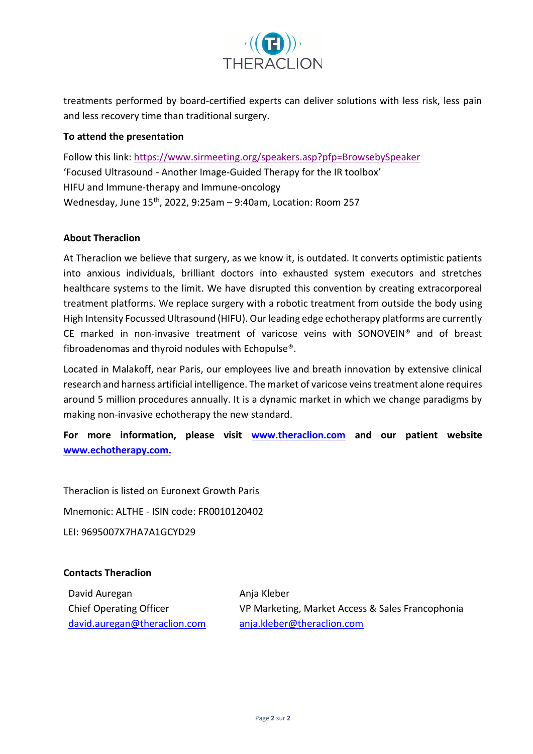treatments performed by board-certified experts can deliver solutions with less risk, less pain and less recovery time than traditional surgery.

**To attend the presentation**

Follow this link: https://www.sirmeeting.org/speakers.asp?pfp=BrowsebySpeaker
'Focused Ultrasound - Another Image-Guided Therapy for the IR toolbox'
HIFU and Immune-therapy and Immune-oncology
Wednesday, June 15th, 2022, 9:25am – 9:40am, Location: Room 257

**About Theraclion**

At Theraclion we believe that surgery, as we know it, is outdated. It converts optimistic patients into anxious individuals, brilliant doctors into exhausted system executors and stretches healthcare systems to the limit. We have disrupted this convention by creating extracorporeal treatment platforms. We replace surgery with a robotic treatment from outside the body using High Intensity Focussed Ultrasound (HIFU). Our leading edge echotherapy platforms are currently CE marked in non-invasive treatment of varicose veins with SONOVEIN® and of breast fibroadenomas and thyroid nodules with Echopulse®.

Located in Malakoff, near Paris, our employees live and breath innovation by extensive clinical research and harness artificial intelligence. The market of varicose veins treatment alone requires around 5 million procedures annually. It is a dynamic market in which we change paradigms by making non-invasive echotherapy the new standard.

**For more information, please visit www.theraclion.com and our patient website www.echotherapy.com.**

Theraclion is listed on Euronext Growth Paris

Mnemonic: ALTHE - ISIN code: FR0010120402

LEI: 9695007X7HA7A1GCYD29

**Contacts Theraclion**

David Auregan
Chief Operating Officer
david.auregan@theraclion.com

Anja Kleber
VP Marketing, Market Access & Sales Francophonia
anja.kleber@theraclion.com